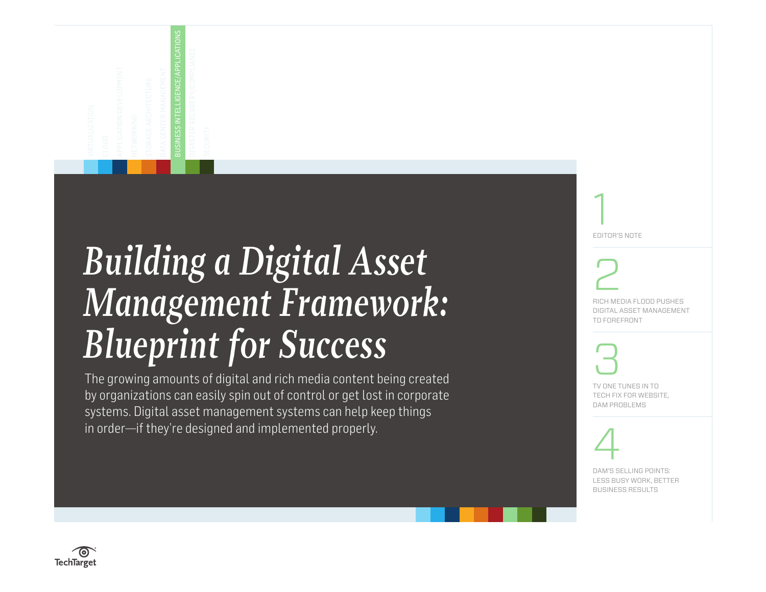VIRTUALIZATION CLOUD APPLICATION DEVELOPMENT NETWORKING STORAGE ARCHITECTURE DATA CENTER MANAGEMENT BUSINESS INTELLIGENCE/APPLICATIONS DISASTER RECOVERY/COMPLIANCE SECURITY

# *Building a Digital Asset Management Framework: Blueprint for Success*

The growing amounts of digital and rich media content being created by organizations can easily spin out of control or get lost in corporate systems. Digital asset management systems can help keep things in order—if they're designed and implemented properly.

1 EDITOR'S NOTE

2 RICH MEDIA FLOOD PUSHES DIGITAL ASSET MANAGEMENT TO FOREFRONT

3 TV ONE TUNES IN TO TECH FIX FOR WEBSITE, DAM PROBLEMS

4 DAM'S SELLING POINTS: LESS BUSY WORK, BETTER BUSINESS RESULTS

TechTarget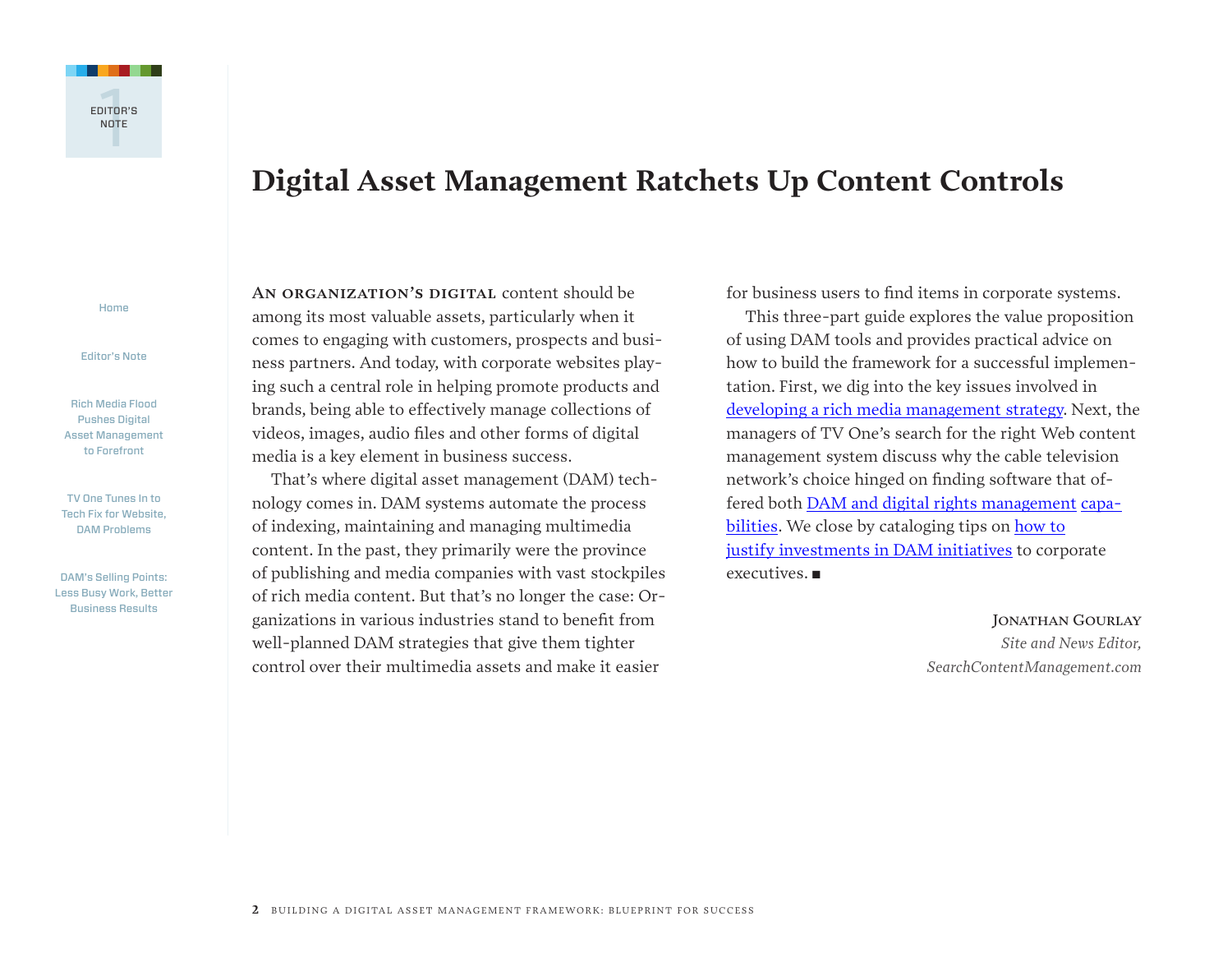# Digital Asset Management Ratchets Up Content Controls

**An organization's digital** content should be among its most valuable assets, particularly when it comes to engaging with customers, prospects and business partners. And today, with corporate websites playing such a central role in helping promote products and brands, being able to effectively manage collections of videos, images, audio files and other forms of digital media is a key element in business success.

That's where digital asset management (DAM) technology comes in. DAM systems automate the process of indexing, maintaining and managing multimedia content. In the past, they primarily were the province of publishing and media companies with vast stockpiles of rich media content. But that's no longer the case: Organizations in various industries stand to benefit from well-planned DAM strategies that give them tighter control over their multimedia assets and make it easier for business users to find items in corporate systems.

This three-part guide explores the value proposition of using DAM tools and provides practical advice on how to build the framework for a successful implementation. First, we dig into the key issues involved in developing a rich media management strategy. Next, the managers of TV One's search for the right Web content management system discuss why the cable television network's choice hinged on finding software that offered both DAM and digital rights management capabilities. We close by cataloging tips on how to justify investments in DAM initiatives to corporate executives. ■

Jonathan Gourlay
*Site and News Editor,*
*SearchContentManagement.com*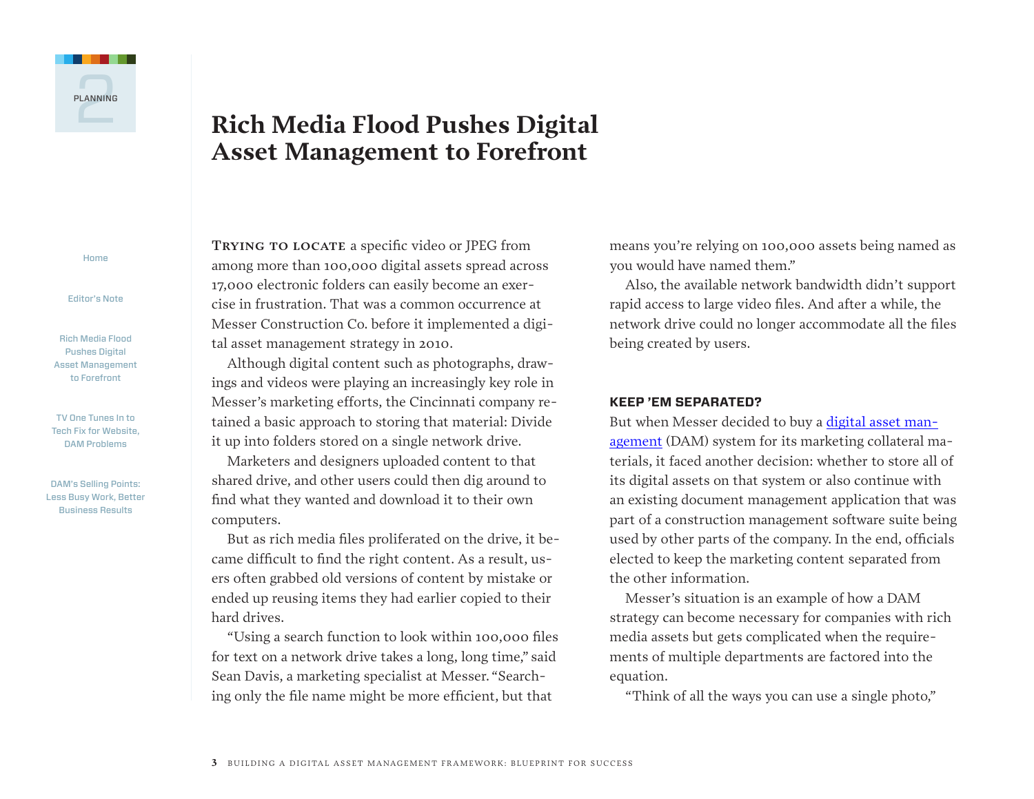# Rich Media Flood Pushes Digital Asset Management to Forefront

**Trying to locate** a specific video or JPEG from among more than 100,000 digital assets spread across 17,000 electronic folders can easily become an exercise in frustration. That was a common occurrence at Messer Construction Co. before it implemented a digital asset management strategy in 2010.

Although digital content such as photographs, drawings and videos were playing an increasingly key role in Messer's marketing efforts, the Cincinnati company retained a basic approach to storing that material: Divide it up into folders stored on a single network drive.

Marketers and designers uploaded content to that shared drive, and other users could then dig around to find what they wanted and download it to their own computers.

But as rich media files proliferated on the drive, it became difficult to find the right content. As a result, users often grabbed old versions of content by mistake or ended up reusing items they had earlier copied to their hard drives.

"Using a search function to look within 100,000 files for text on a network drive takes a long, long time," said Sean Davis, a marketing specialist at Messer. "Searching only the file name might be more efficient, but that means you're relying on 100,000 assets being named as you would have named them."

Also, the available network bandwidth didn't support rapid access to large video files. And after a while, the network drive could no longer accommodate all the files being created by users.

### KEEP 'EM SEPARATED?

But when Messer decided to buy a [digital asset management]() (DAM) system for its marketing collateral materials, it faced another decision: whether to store all of its digital assets on that system or also continue with an existing document management application that was part of a construction management software suite being used by other parts of the company. In the end, officials elected to keep the marketing content separated from the other information.

Messer's situation is an example of how a DAM strategy can become necessary for companies with rich media assets but gets complicated when the requirements of multiple departments are factored into the equation.

"Think of all the ways you can use a single photo,"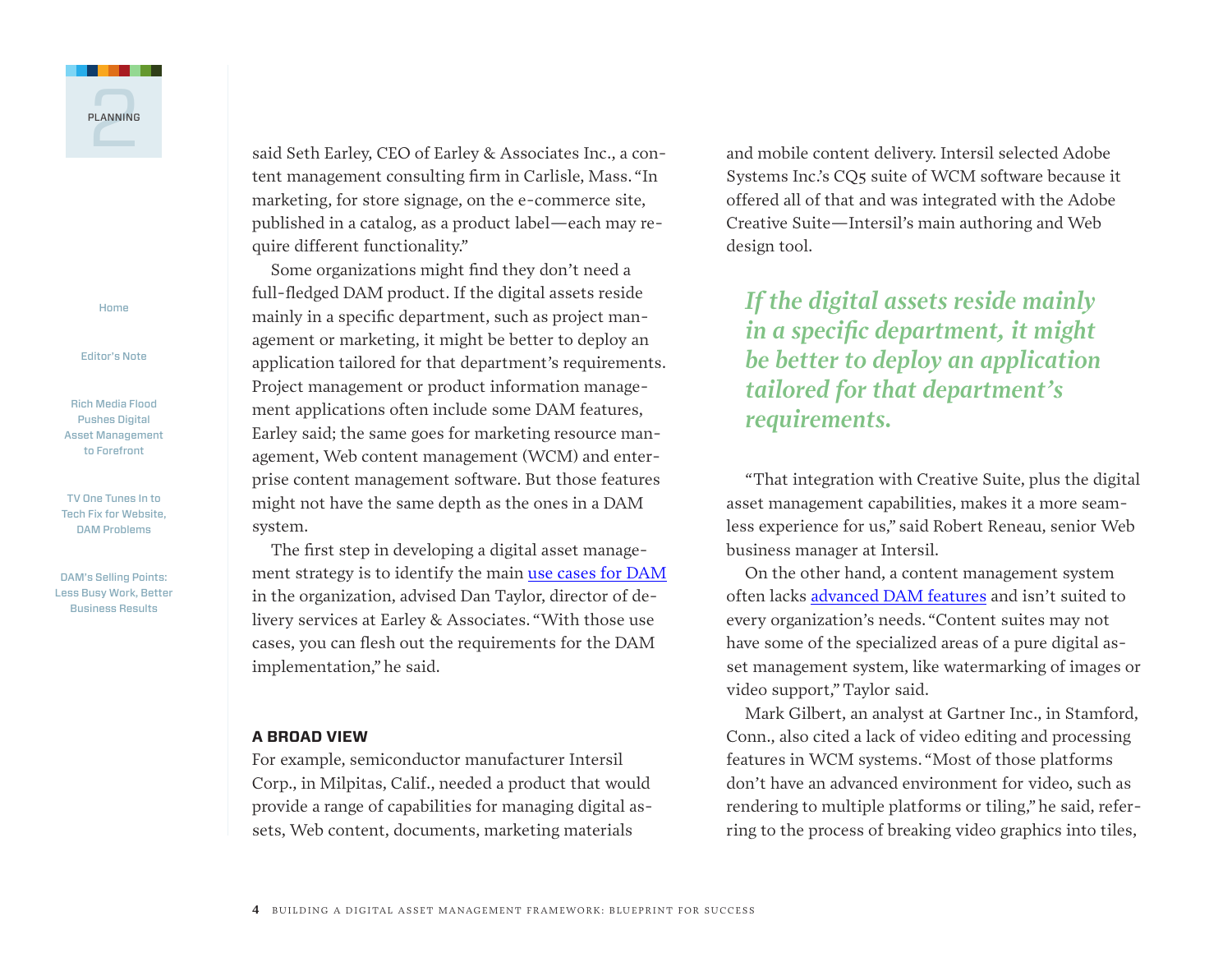said Seth Earley, CEO of Earley & Associates Inc., a content management consulting firm in Carlisle, Mass. "In marketing, for store signage, on the e-commerce site, published in a catalog, as a product label—each may require different functionality."

Some organizations might find they don't need a full-fledged DAM product. If the digital assets reside mainly in a specific department, such as project management or marketing, it might be better to deploy an application tailored for that department's requirements. Project management or product information management applications often include some DAM features, Earley said; the same goes for marketing resource management, Web content management (WCM) and enterprise content management software. But those features might not have the same depth as the ones in a DAM system.

The first step in developing a digital asset management strategy is to identify the main use cases for DAM in the organization, advised Dan Taylor, director of delivery services at Earley & Associates. "With those use cases, you can flesh out the requirements for the DAM implementation," he said.

### A BROAD VIEW

For example, semiconductor manufacturer Intersil Corp., in Milpitas, Calif., needed a product that would provide a range of capabilities for managing digital assets, Web content, documents, marketing materials and mobile content delivery. Intersil selected Adobe Systems Inc.'s CQ5 suite of WCM software because it offered all of that and was integrated with the Adobe Creative Suite—Intersil's main authoring and Web design tool.

> ***If the digital assets reside mainly in a specific department, it might be better to deploy an application tailored for that department's requirements.***

"That integration with Creative Suite, plus the digital asset management capabilities, makes it a more seamless experience for us," said Robert Reneau, senior Web business manager at Intersil.

On the other hand, a content management system often lacks advanced DAM features and isn't suited to every organization's needs. "Content suites may not have some of the specialized areas of a pure digital asset management system, like watermarking of images or video support," Taylor said.

Mark Gilbert, an analyst at Gartner Inc., in Stamford, Conn., also cited a lack of video editing and processing features in WCM systems. "Most of those platforms don't have an advanced environment for video, such as rendering to multiple platforms or tiling," he said, referring to the process of breaking video graphics into tiles,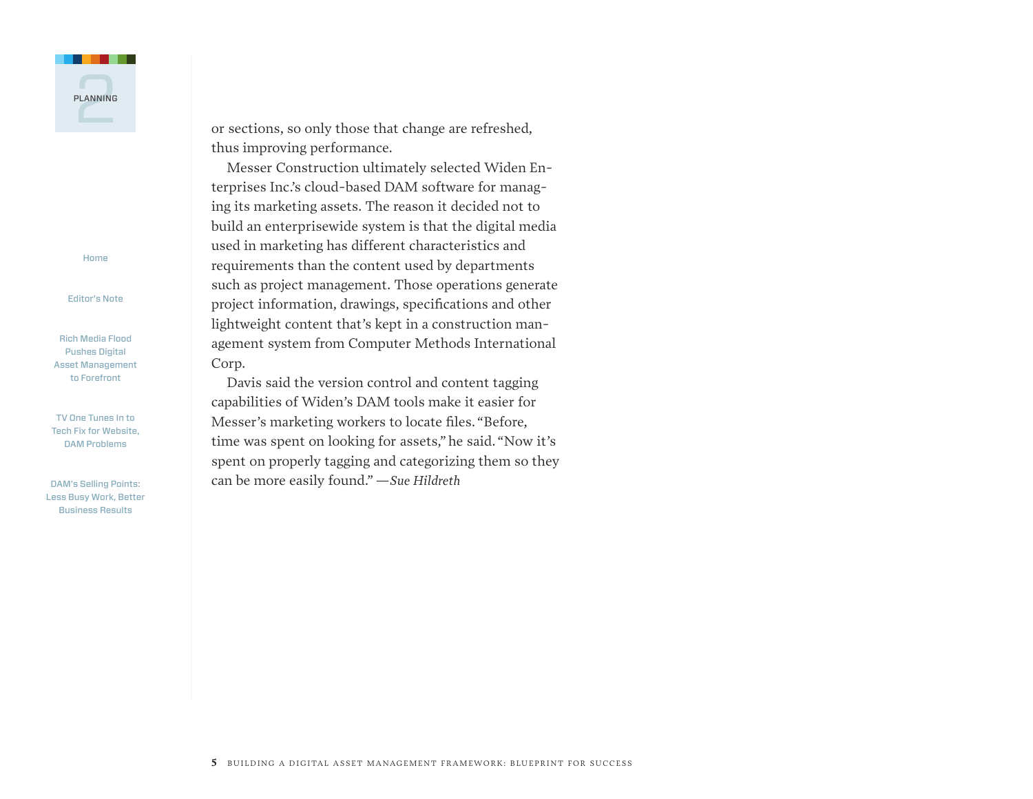or sections, so only those that change are refreshed, thus improving performance.

Messer Construction ultimately selected Widen Enterprises Inc.'s cloud-based DAM software for managing its marketing assets. The reason it decided not to build an enterprisewide system is that the digital media used in marketing has different characteristics and requirements than the content used by departments such as project management. Those operations generate project information, drawings, specifications and other lightweight content that's kept in a construction management system from Computer Methods International Corp.

Davis said the version control and content tagging capabilities of Widen's DAM tools make it easier for Messer's marketing workers to locate files. "Before, time was spent on looking for assets," he said. "Now it's spent on properly tagging and categorizing them so they can be more easily found." —*Sue Hildreth*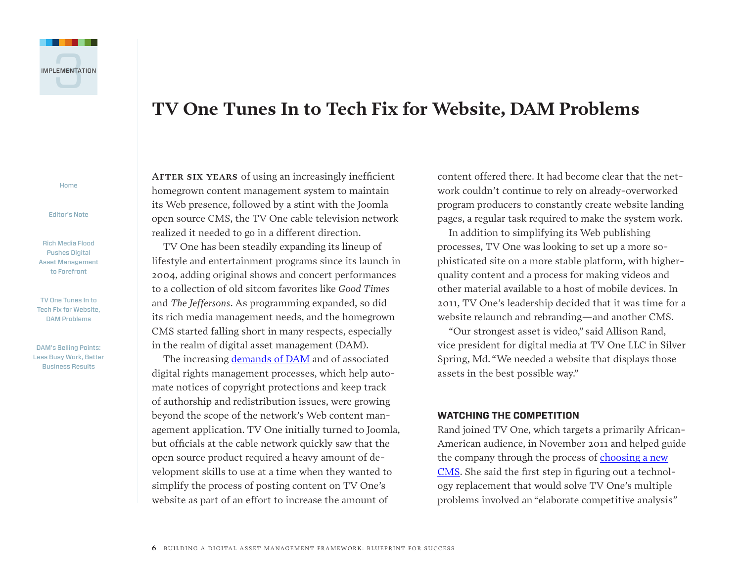# TV One Tunes In to Tech Fix for Website, DAM Problems

**After six years** of using an increasingly inefficient homegrown content management system to maintain its Web presence, followed by a stint with the Joomla open source CMS, the TV One cable television network realized it needed to go in a different direction.

TV One has been steadily expanding its lineup of lifestyle and entertainment programs since its launch in 2004, adding original shows and concert performances to a collection of old sitcom favorites like *Good Times* and *The Jeffersons*. As programming expanded, so did its rich media management needs, and the homegrown CMS started falling short in many respects, especially in the realm of digital asset management (DAM).

The increasing demands of DAM and of associated digital rights management processes, which help automate notices of copyright protections and keep track of authorship and redistribution issues, were growing beyond the scope of the network's Web content management application. TV One initially turned to Joomla, but officials at the cable network quickly saw that the open source product required a heavy amount of development skills to use at a time when they wanted to simplify the process of posting content on TV One's website as part of an effort to increase the amount of content offered there. It had become clear that the network couldn't continue to rely on already-overworked program producers to constantly create website landing pages, a regular task required to make the system work.

In addition to simplifying its Web publishing processes, TV One was looking to set up a more sophisticated site on a more stable platform, with higher-quality content and a process for making videos and other material available to a host of mobile devices. In 2011, TV One's leadership decided that it was time for a website relaunch and rebranding—and another CMS.

"Our strongest asset is video," said Allison Rand, vice president for digital media at TV One LLC in Silver Spring, Md. "We needed a website that displays those assets in the best possible way."

## WATCHING THE COMPETITION

Rand joined TV One, which targets a primarily African-American audience, in November 2011 and helped guide the company through the process of choosing a new CMS. She said the first step in figuring out a technology replacement that would solve TV One's multiple problems involved an "elaborate competitive analysis"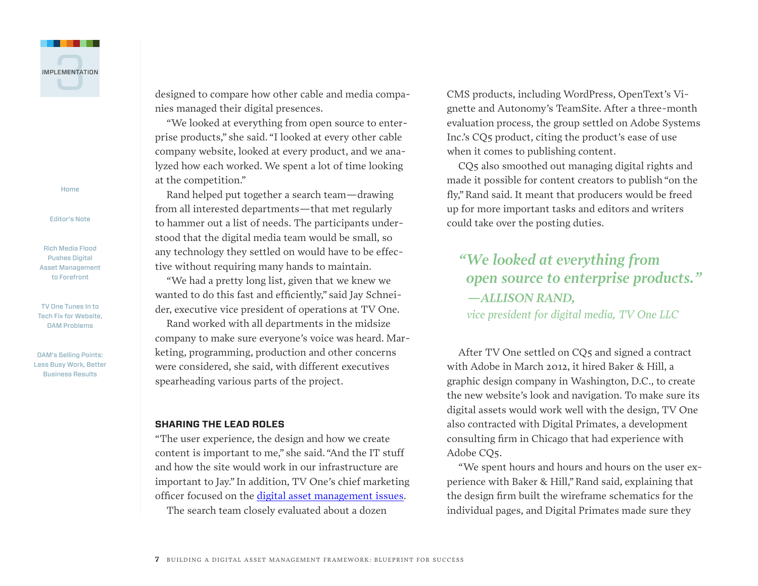designed to compare how other cable and media companies managed their digital presences.

"We looked at everything from open source to enterprise products," she said. "I looked at every other cable company website, looked at every product, and we analyzed how each worked. We spent a lot of time looking at the competition."

Rand helped put together a search team—drawing from all interested departments—that met regularly to hammer out a list of needs. The participants understood that the digital media team would be small, so any technology they settled on would have to be effective without requiring many hands to maintain.

"We had a pretty long list, given that we knew we wanted to do this fast and efficiently," said Jay Schneider, executive vice president of operations at TV One.

Rand worked with all departments in the midsize company to make sure everyone's voice was heard. Marketing, programming, production and other concerns were considered, she said, with different executives spearheading various parts of the project.

## SHARING THE LEAD ROLES

"The user experience, the design and how we create content is important to me," she said. "And the IT stuff and how the site would work in our infrastructure are important to Jay." In addition, TV One's chief marketing officer focused on the digital asset management issues.

The search team closely evaluated about a dozen CMS products, including WordPress, OpenText's Vignette and Autonomy's TeamSite. After a three-month evaluation process, the group settled on Adobe Systems Inc.'s CQ5 product, citing the product's ease of use when it comes to publishing content.

CQ5 also smoothed out managing digital rights and made it possible for content creators to publish "on the fly," Rand said. It meant that producers would be freed up for more important tasks and editors and writers could take over the posting duties.

> ***"We looked at everything from open source to enterprise products."***
> ***—ALLISON RAND,***
> *vice president for digital media, TV One LLC*

After TV One settled on CQ5 and signed a contract with Adobe in March 2012, it hired Baker & Hill, a graphic design company in Washington, D.C., to create the new website's look and navigation. To make sure its digital assets would work well with the design, TV One also contracted with Digital Primates, a development consulting firm in Chicago that had experience with Adobe CQ5.

"We spent hours and hours and hours on the user experience with Baker & Hill," Rand said, explaining that the design firm built the wireframe schematics for the individual pages, and Digital Primates made sure they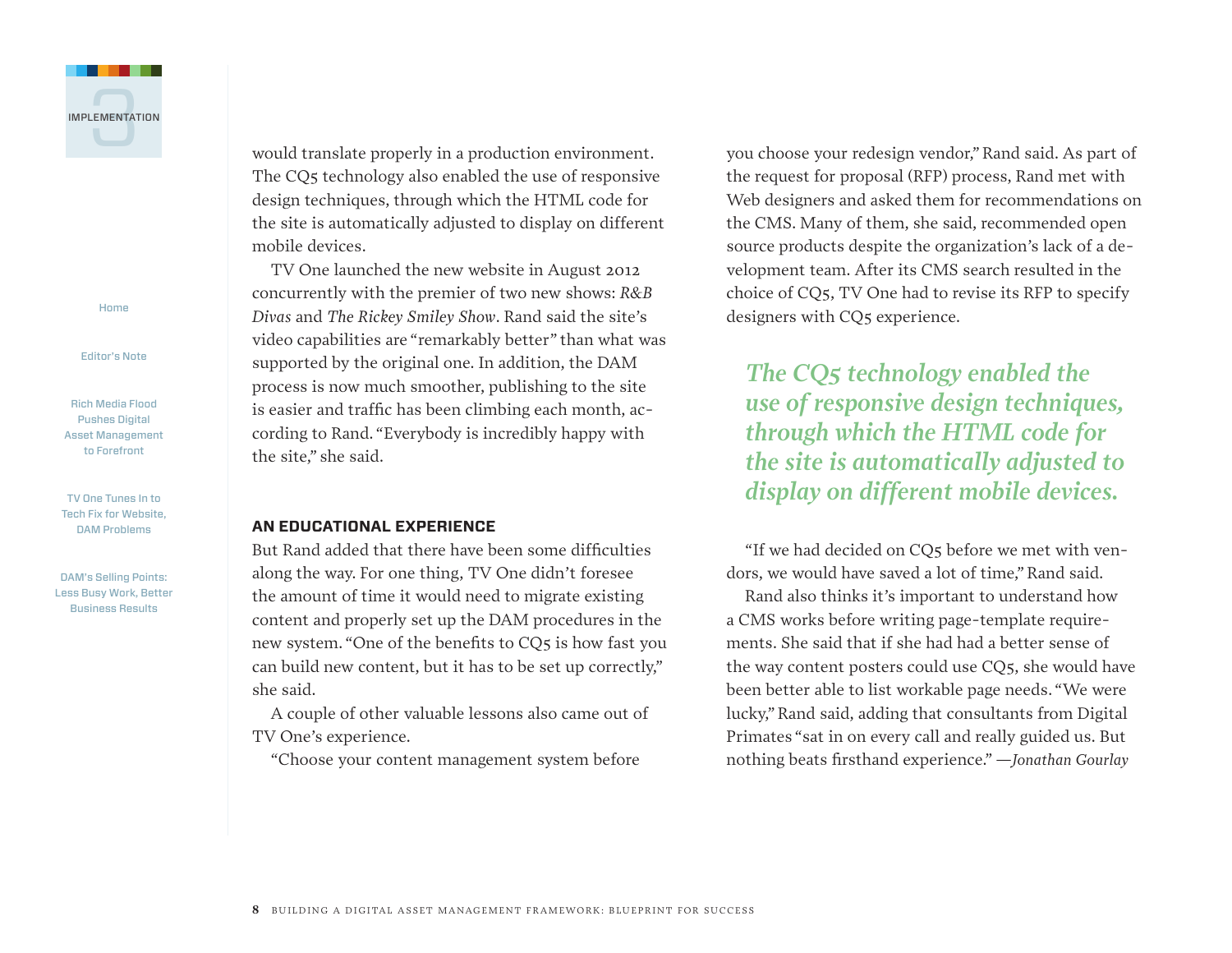would translate properly in a production environment. The CQ5 technology also enabled the use of responsive design techniques, through which the HTML code for the site is automatically adjusted to display on different mobile devices.

TV One launched the new website in August 2012 concurrently with the premier of two new shows: *R&B Divas* and *The Rickey Smiley Show*. Rand said the site's video capabilities are "remarkably better" than what was supported by the original one. In addition, the DAM process is now much smoother, publishing to the site is easier and traffic has been climbing each month, according to Rand. "Everybody is incredibly happy with the site," she said.

## AN EDUCATIONAL EXPERIENCE

But Rand added that there have been some difficulties along the way. For one thing, TV One didn't foresee the amount of time it would need to migrate existing content and properly set up the DAM procedures in the new system. "One of the benefits to CQ5 is how fast you can build new content, but it has to be set up correctly," she said.

A couple of other valuable lessons also came out of TV One's experience.

"Choose your content management system before you choose your redesign vendor," Rand said. As part of the request for proposal (RFP) process, Rand met with Web designers and asked them for recommendations on the CMS. Many of them, she said, recommended open source products despite the organization's lack of a development team. After its CMS search resulted in the choice of CQ5, TV One had to revise its RFP to specify designers with CQ5 experience.

> *The CQ5 technology enabled the use of responsive design techniques, through which the HTML code for the site is automatically adjusted to display on different mobile devices.*

"If we had decided on CQ5 before we met with vendors, we would have saved a lot of time," Rand said.

Rand also thinks it's important to understand how a CMS works before writing page-template requirements. She said that if she had had a better sense of the way content posters could use CQ5, she would have been better able to list workable page needs. "We were lucky," Rand said, adding that consultants from Digital Primates "sat in on every call and really guided us. But nothing beats firsthand experience." *—Jonathan Gourlay*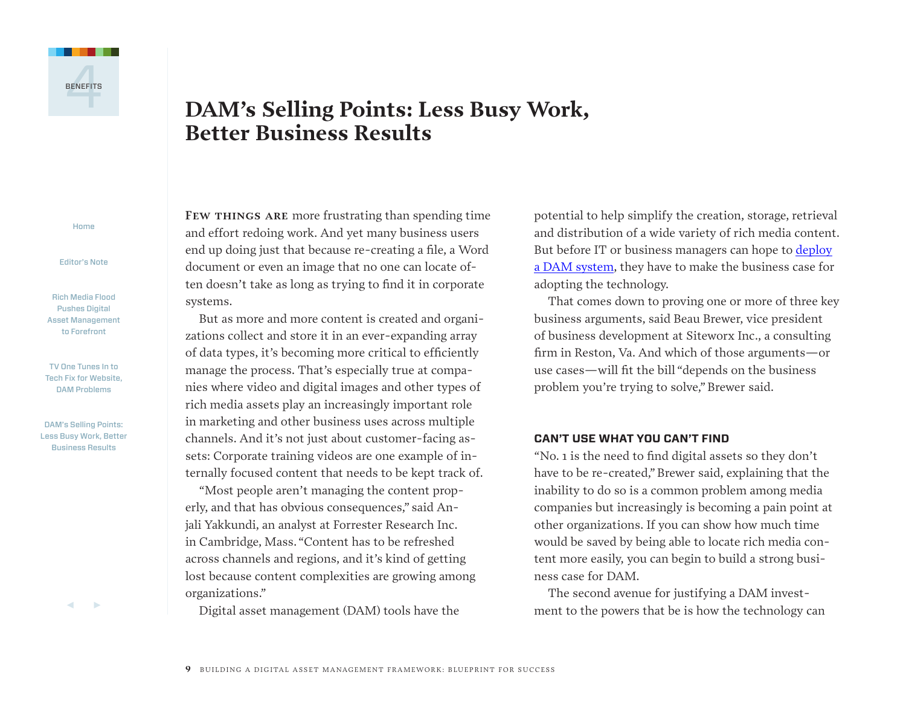# DAM's Selling Points: Less Busy Work, Better Business Results

Few things are more frustrating than spending time and effort redoing work. And yet many business users end up doing just that because re-creating a file, a Word document or even an image that no one can locate often doesn't take as long as trying to find it in corporate systems.

But as more and more content is created and organizations collect and store it in an ever-expanding array of data types, it's becoming more critical to efficiently manage the process. That's especially true at companies where video and digital images and other types of rich media assets play an increasingly important role in marketing and other business uses across multiple channels. And it's not just about customer-facing assets: Corporate training videos are one example of internally focused content that needs to be kept track of.

"Most people aren't managing the content properly, and that has obvious consequences," said Anjali Yakkundi, an analyst at Forrester Research Inc. in Cambridge, Mass. "Content has to be refreshed across channels and regions, and it's kind of getting lost because content complexities are growing among organizations."

Digital asset management (DAM) tools have the potential to help simplify the creation, storage, retrieval and distribution of a wide variety of rich media content. But before IT or business managers can hope to deploy a DAM system, they have to make the business case for adopting the technology.

That comes down to proving one or more of three key business arguments, said Beau Brewer, vice president of business development at Siteworx Inc., a consulting firm in Reston, Va. And which of those arguments—or use cases—will fit the bill "depends on the business problem you're trying to solve," Brewer said.

### CAN'T USE WHAT YOU CAN'T FIND

"No. 1 is the need to find digital assets so they don't have to be re-created," Brewer said, explaining that the inability to do so is a common problem among media companies but increasingly is becoming a pain point at other organizations. If you can show how much time would be saved by being able to locate rich media content more easily, you can begin to build a strong business case for DAM.

The second avenue for justifying a DAM investment to the powers that be is how the technology can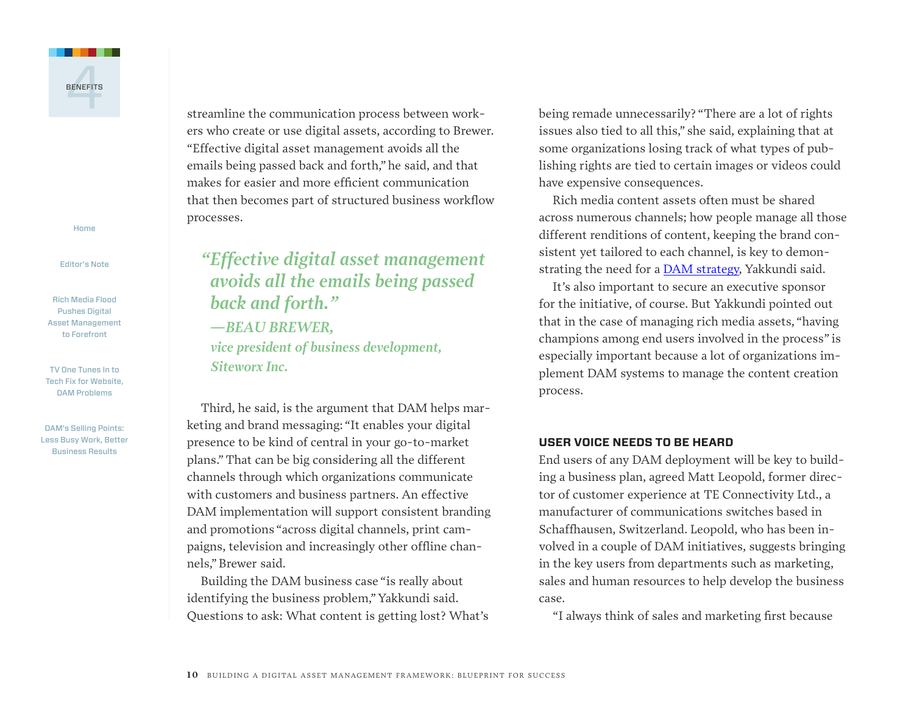streamline the communication process between workers who create or use digital assets, according to Brewer. "Effective digital asset management avoids all the emails being passed back and forth," he said, and that makes for easier and more efficient communication that then becomes part of structured business workflow processes.

> *"Effective digital asset management avoids all the emails being passed back and forth."*
> *—BEAU BREWER, vice president of business development, Siteworx Inc.*

Third, he said, is the argument that DAM helps marketing and brand messaging: "It enables your digital presence to be kind of central in your go-to-market plans." That can be big considering all the different channels through which organizations communicate with customers and business partners. An effective DAM implementation will support consistent branding and promotions "across digital channels, print campaigns, television and increasingly other offline channels," Brewer said.

Building the DAM business case "is really about identifying the business problem," Yakkundi said. Questions to ask: What content is getting lost? What's being remade unnecessarily? "There are a lot of rights issues also tied to all this," she said, explaining that at some organizations losing track of what types of publishing rights are tied to certain images or videos could have expensive consequences.

Rich media content assets often must be shared across numerous channels; how people manage all those different renditions of content, keeping the brand consistent yet tailored to each channel, is key to demonstrating the need for a DAM strategy, Yakkundi said.

It's also important to secure an executive sponsor for the initiative, of course. But Yakkundi pointed out that in the case of managing rich media assets, "having champions among end users involved in the process" is especially important because a lot of organizations implement DAM systems to manage the content creation process.

## USER VOICE NEEDS TO BE HEARD

End users of any DAM deployment will be key to building a business plan, agreed Matt Leopold, former director of customer experience at TE Connectivity Ltd., a manufacturer of communications switches based in Schaffhausen, Switzerland. Leopold, who has been involved in a couple of DAM initiatives, suggests bringing in the key users from departments such as marketing, sales and human resources to help develop the business case.

"I always think of sales and marketing first because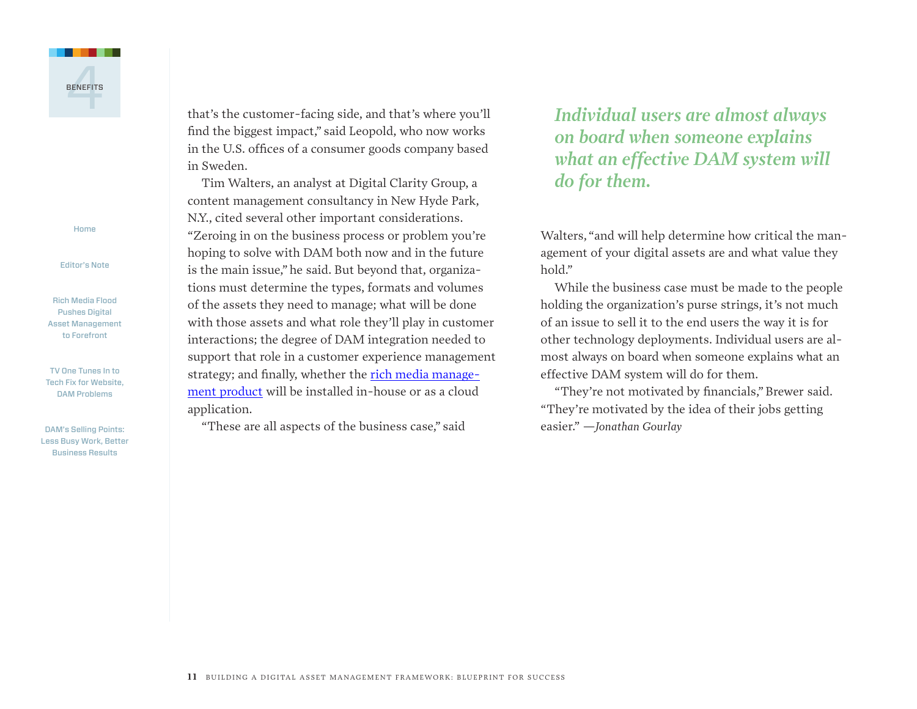that's the customer-facing side, and that's where you'll find the biggest impact," said Leopold, who now works in the U.S. offices of a consumer goods company based in Sweden.

Tim Walters, an analyst at Digital Clarity Group, a content management consultancy in New Hyde Park, N.Y., cited several other important considerations. "Zeroing in on the business process or problem you're hoping to solve with DAM both now and in the future is the main issue," he said. But beyond that, organizations must determine the types, formats and volumes of the assets they need to manage; what will be done with those assets and what role they'll play in customer interactions; the degree of DAM integration needed to support that role in a customer experience management strategy; and finally, whether the rich media management product will be installed in-house or as a cloud application.

"These are all aspects of the business case," said Walters, "and will help determine how critical the management of your digital assets are and what value they hold."

> *Individual users are almost always on board when someone explains what an effective DAM system will do for them.*

While the business case must be made to the people holding the organization's purse strings, it's not much of an issue to sell it to the end users the way it is for other technology deployments. Individual users are almost always on board when someone explains what an effective DAM system will do for them.

"They're not motivated by financials," Brewer said. "They're motivated by the idea of their jobs getting easier." *—Jonathan Gourlay*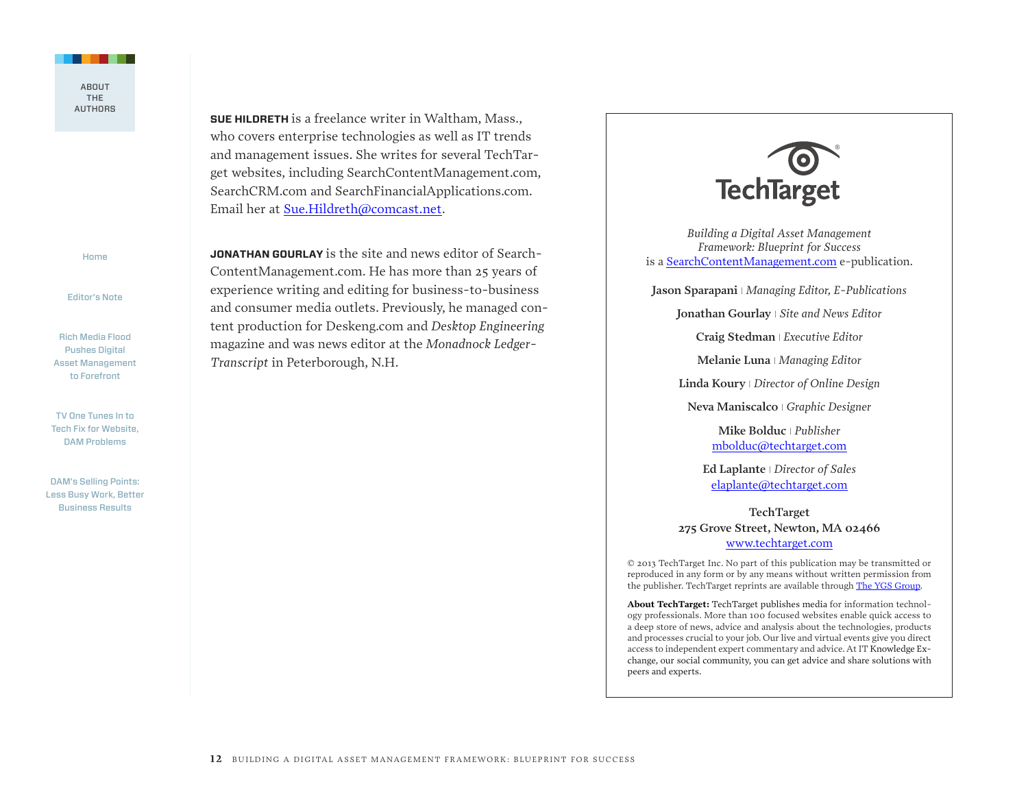ABOUT THE AUTHORS

Home

Editor's Note

Rich Media Flood Pushes Digital Asset Management to Forefront

TV One Tunes In to Tech Fix for Website, DAM Problems

DAM's Selling Points: Less Busy Work, Better Business Results

**SUE HILDRETH** is a freelance writer in Waltham, Mass., who covers enterprise technologies as well as IT trends and management issues. She writes for several TechTarget websites, including SearchContentManagement.com, SearchCRM.com and SearchFinancialApplications.com. Email her at Sue.Hildreth@comcast.net.

**JONATHAN GOURLAY** is the site and news editor of SearchContentManagement.com. He has more than 25 years of experience writing and editing for business-to-business and consumer media outlets. Previously, he managed content production for Deskeng.com and *Desktop Engineering* magazine and was news editor at the *Monadnock Ledger-Transcript* in Peterborough, N.H.

TechTarget®

*Building a Digital Asset Management Framework: Blueprint for Success* is a SearchContentManagement.com e-publication.

**Jason Sparapani** | *Managing Editor, E-Publications*

**Jonathan Gourlay** | *Site and News Editor*

**Craig Stedman** | *Executive Editor*

**Melanie Luna** | *Managing Editor*

**Linda Koury** | *Director of Online Design*

**Neva Maniscalco** | *Graphic Designer*

**Mike Bolduc** | *Publisher*
mbolduc@techtarget.com

**Ed Laplante** | *Director of Sales*
elaplante@techtarget.com

**TechTarget**
**275 Grove Street, Newton, MA 02466**
www.techtarget.com

© 2013 TechTarget Inc. No part of this publication may be transmitted or reproduced in any form or by any means without written permission from the publisher. TechTarget reprints are available through The YGS Group.

**About TechTarget:** TechTarget publishes media for information technology professionals. More than 100 focused websites enable quick access to a deep store of news, advice and analysis about the technologies, products and processes crucial to your job. Our live and virtual events give you direct access to independent expert commentary and advice. At IT Knowledge Exchange, our social community, you can get advice and share solutions with peers and experts.